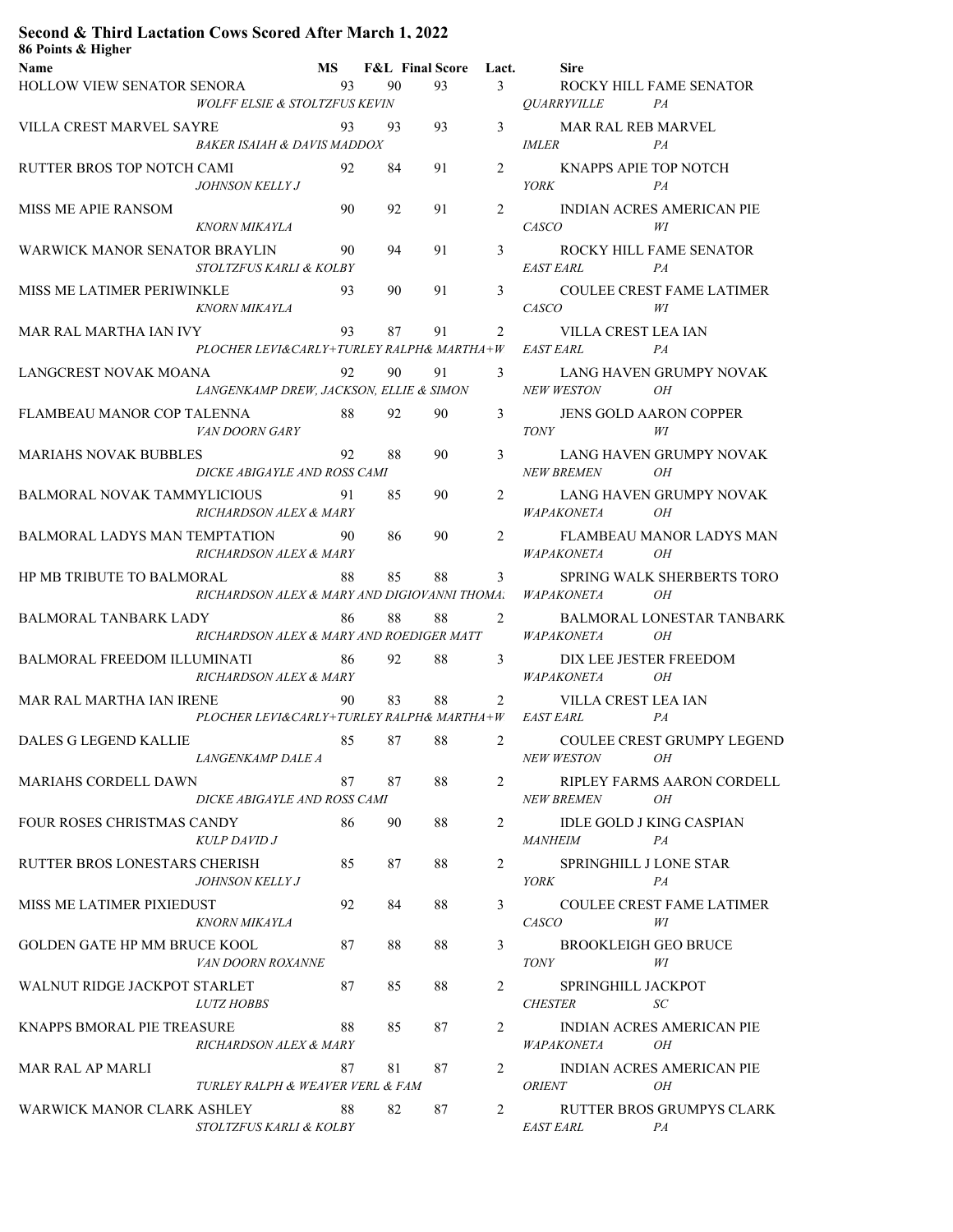# Second & Third Lactation Cows Scored After March 1, 2022

**86 Points & Higher**

| Name | MS | F&L | Final Score | Lact. | Sire |
|---|---|---|---|---|---|
| HOLLOW VIEW SENATOR SENORA<br>*WOLFF ELSIE & STOLTZFUS KEVIN* | 93 | 90 | 93 | 3 | ROCKY HILL FAME SENATOR<br>*QUARRYVILLE PA* |
| VILLA CREST MARVEL SAYRE<br>*BAKER ISAIAH & DAVIS MADDOX* | 93 | 93 | 93 | 3 | MAR RAL REB MARVEL<br>*IMLER PA* |
| RUTTER BROS TOP NOTCH CAMI<br>*JOHNSON KELLY J* | 92 | 84 | 91 | 2 | KNAPPS APIE TOP NOTCH<br>*YORK PA* |
| MISS ME APIE RANSOM<br>*KNORN MIKAYLA* | 90 | 92 | 91 | 2 | INDIAN ACRES AMERICAN PIE<br>*CASCO WI* |
| WARWICK MANOR SENATOR BRAYLIN<br>*STOLTZFUS KARLI & KOLBY* | 90 | 94 | 91 | 3 | ROCKY HILL FAME SENATOR<br>*EAST EARL PA* |
| MISS ME LATIMER PERIWINKLE<br>*KNORN MIKAYLA* | 93 | 90 | 91 | 3 | COULEE CREST FAME LATIMER<br>*CASCO WI* |
| MAR RAL MARTHA IAN IVY<br>*PLOCHER LEVI&CARLY+TURLEY RALPH& MARTHA+W* | 93 | 87 | 91 | 2 | VILLA CREST LEA IAN<br>*EAST EARL PA* |
| LANGCREST NOVAK MOANA<br>*LANGENKAMP DREW, JACKSON, ELLIE & SIMON* | 92 | 90 | 91 | 3 | LANG HAVEN GRUMPY NOVAK<br>*NEW WESTON OH* |
| FLAMBEAU MANOR COP TALENNA<br>*VAN DOORN GARY* | 88 | 92 | 90 | 3 | JENS GOLD AARON COPPER<br>*TONY WI* |
| MARIAHS NOVAK BUBBLES<br>*DICKE ABIGAYLE AND ROSS CAMI* | 92 | 88 | 90 | 3 | LANG HAVEN GRUMPY NOVAK<br>*NEW BREMEN OH* |
| BALMORAL NOVAK TAMMYLICIOUS<br>*RICHARDSON ALEX & MARY* | 91 | 85 | 90 | 2 | LANG HAVEN GRUMPY NOVAK<br>*WAPAKONETA OH* |
| BALMORAL LADYS MAN TEMPTATION<br>*RICHARDSON ALEX & MARY* | 90 | 86 | 90 | 2 | FLAMBEAU MANOR LADYS MAN<br>*WAPAKONETA OH* |
| HP MB TRIBUTE TO BALMORAL<br>*RICHARDSON ALEX & MARY AND DIGIOVANNI THOMA* | 88 | 85 | 88 | 3 | SPRING WALK SHERBERTS TORO<br>*WAPAKONETA OH* |
| BALMORAL TANBARK LADY<br>*RICHARDSON ALEX & MARY AND ROEDIGER MATT* | 86 | 88 | 88 | 2 | BALMORAL LONESTAR TANBARK<br>*WAPAKONETA OH* |
| BALMORAL FREEDOM ILLUMINATI<br>*RICHARDSON ALEX & MARY* | 86 | 92 | 88 | 3 | DIX LEE JESTER FREEDOM<br>*WAPAKONETA OH* |
| MAR RAL MARTHA IAN IRENE<br>*PLOCHER LEVI&CARLY+TURLEY RALPH& MARTHA+W* | 90 | 83 | 88 | 2 | VILLA CREST LEA IAN<br>*EAST EARL PA* |
| DALES G LEGEND KALLIE<br>*LANGENKAMP DALE A* | 85 | 87 | 88 | 2 | COULEE CREST GRUMPY LEGEND<br>*NEW WESTON OH* |
| MARIAHS CORDELL DAWN<br>*DICKE ABIGAYLE AND ROSS CAMI* | 87 | 87 | 88 | 2 | RIPLEY FARMS AARON CORDELL<br>*NEW BREMEN OH* |
| FOUR ROSES CHRISTMAS CANDY<br>*KULP DAVID J* | 86 | 90 | 88 | 2 | IDLE GOLD J KING CASPIAN<br>*MANHEIM PA* |
| RUTTER BROS LONESTARS CHERISH<br>*JOHNSON KELLY J* | 85 | 87 | 88 | 2 | SPRINGHILL J LONE STAR<br>*YORK PA* |
| MISS ME LATIMER PIXIEDUST<br>*KNORN MIKAYLA* | 92 | 84 | 88 | 3 | COULEE CREST FAME LATIMER<br>*CASCO WI* |
| GOLDEN GATE HP MM BRUCE KOOL<br>*VAN DOORN ROXANNE* | 87 | 88 | 88 | 3 | BROOKLEIGH GEO BRUCE<br>*TONY WI* |
| WALNUT RIDGE JACKPOT STARLET<br>*LUTZ HOBBS* | 87 | 85 | 88 | 2 | SPRINGHILL JACKPOT<br>*CHESTER SC* |
| KNAPPS BMORAL PIE TREASURE<br>*RICHARDSON ALEX & MARY* | 88 | 85 | 87 | 2 | INDIAN ACRES AMERICAN PIE<br>*WAPAKONETA OH* |
| MAR RAL AP MARLI<br>*TURLEY RALPH & WEAVER VERL & FAM* | 87 | 81 | 87 | 2 | INDIAN ACRES AMERICAN PIE<br>*ORIENT OH* |
| WARWICK MANOR CLARK ASHLEY<br>*STOLTZFUS KARLI & KOLBY* | 88 | 82 | 87 | 2 | RUTTER BROS GRUMPYS CLARK<br>*EAST EARL PA* |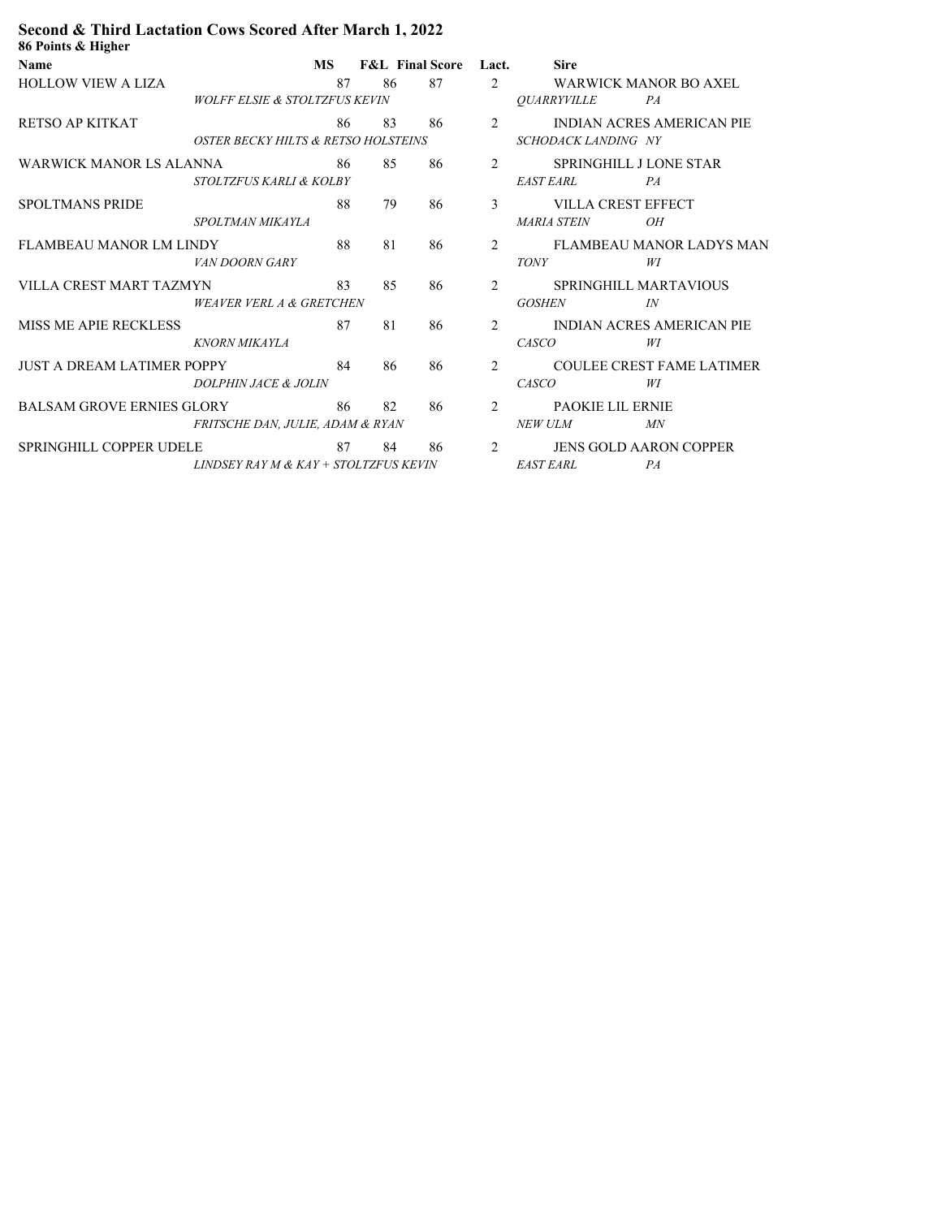## Second & Third Lactation Cows Scored After March 1, 2022

**86 Points & Higher**

| Name | MS | F&L | Final Score | Lact. | Sire |
|---|---|---|---|---|---|
| HOLLOW VIEW A LIZA<br>*WOLFF ELSIE & STOLTZFUS KEVIN* | 87 | 86 | 87 | 2 | WARWICK MANOR BO AXEL<br>*QUARRYVILLE PA* |
| RETSO AP KITKAT<br>*OSTER BECKY HILTS & RETSO HOLSTEINS* | 86 | 83 | 86 | 2 | INDIAN ACRES AMERICAN PIE<br>*SCHODACK LANDING NY* |
| WARWICK MANOR LS ALANNA<br>*STOLTZFUS KARLI & KOLBY* | 86 | 85 | 86 | 2 | SPRINGHILL J LONE STAR<br>*EAST EARL PA* |
| SPOLTMANS PRIDE<br>*SPOLTMAN MIKAYLA* | 88 | 79 | 86 | 3 | VILLA CREST EFFECT<br>*MARIA STEIN OH* |
| FLAMBEAU MANOR LM LINDY<br>*VAN DOORN GARY* | 88 | 81 | 86 | 2 | FLAMBEAU MANOR LADYS MAN<br>*TONY WI* |
| VILLA CREST MART TAZMYN<br>*WEAVER VERL A & GRETCHEN* | 83 | 85 | 86 | 2 | SPRINGHILL MARTAVIOUS<br>*GOSHEN IN* |
| MISS ME APIE RECKLESS<br>*KNORN MIKAYLA* | 87 | 81 | 86 | 2 | INDIAN ACRES AMERICAN PIE<br>*CASCO WI* |
| JUST A DREAM LATIMER POPPY<br>*DOLPHIN JACE & JOLIN* | 84 | 86 | 86 | 2 | COULEE CREST FAME LATIMER<br>*CASCO WI* |
| BALSAM GROVE ERNIES GLORY<br>*FRITSCHE DAN, JULIE, ADAM & RYAN* | 86 | 82 | 86 | 2 | PAOKIE LIL ERNIE<br>*NEW ULM MN* |
| SPRINGHILL COPPER UDELE<br>*LINDSEY RAY M & KAY + STOLTZFUS KEVIN* | 87 | 84 | 86 | 2 | JENS GOLD AARON COPPER<br>*EAST EARL PA* |